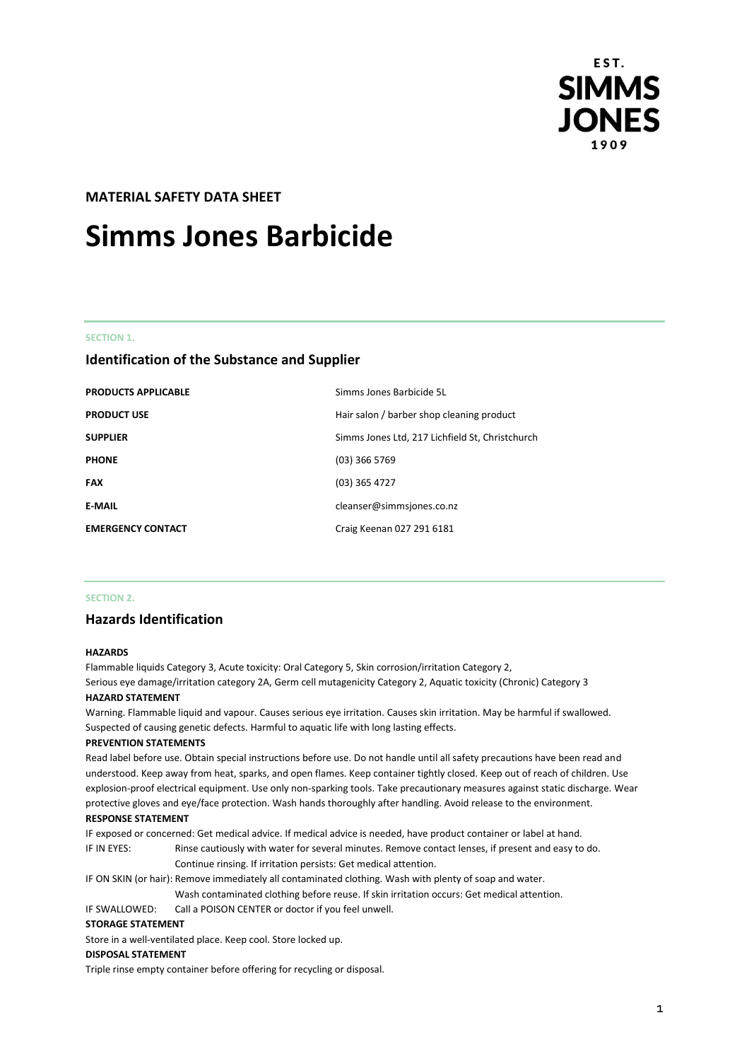EST.
SIMMS
JONES
1909

**MATERIAL SAFETY DATA SHEET**

# Simms Jones Barbicide

SECTION 1.

## Identification of the Substance and Supplier

| | |
|---|---|
| **PRODUCTS APPLICABLE** | Simms Jones Barbicide 5L |
| **PRODUCT USE** | Hair salon / barber shop cleaning product |
| **SUPPLIER** | Simms Jones Ltd, 217 Lichfield St, Christchurch |
| **PHONE** | (03) 366 5769 |
| **FAX** | (03) 365 4727 |
| **E-MAIL** | cleanser@simmsjones.co.nz |
| **EMERGENCY CONTACT** | Craig Keenan 027 291 6181 |

SECTION 2.

## Hazards Identification

**HAZARDS**

Flammable liquids Category 3, Acute toxicity: Oral Category 5, Skin corrosion/irritation Category 2, Serious eye damage/irritation category 2A, Germ cell mutagenicity Category 2, Aquatic toxicity (Chronic) Category 3

**HAZARD STATEMENT**

Warning. Flammable liquid and vapour. Causes serious eye irritation. Causes skin irritation. May be harmful if swallowed. Suspected of causing genetic defects. Harmful to aquatic life with long lasting effects.

**PREVENTION STATEMENTS**

Read label before use. Obtain special instructions before use. Do not handle until all safety precautions have been read and understood. Keep away from heat, sparks, and open flames. Keep container tightly closed. Keep out of reach of children. Use explosion-proof electrical equipment. Use only non-sparking tools. Take precautionary measures against static discharge. Wear protective gloves and eye/face protection. Wash hands thoroughly after handling. Avoid release to the environment.

**RESPONSE STATEMENT**

IF exposed or concerned: Get medical advice. If medical advice is needed, have product container or label at hand.

IF IN EYES: Rinse cautiously with water for several minutes. Remove contact lenses, if present and easy to do. Continue rinsing. If irritation persists: Get medical attention.

IF ON SKIN (or hair): Remove immediately all contaminated clothing. Wash with plenty of soap and water. Wash contaminated clothing before reuse. If skin irritation occurs: Get medical attention.

IF SWALLOWED: Call a POISON CENTER or doctor if you feel unwell.

**STORAGE STATEMENT**

Store in a well-ventilated place. Keep cool. Store locked up.

**DISPOSAL STATEMENT**

Triple rinse empty container before offering for recycling or disposal.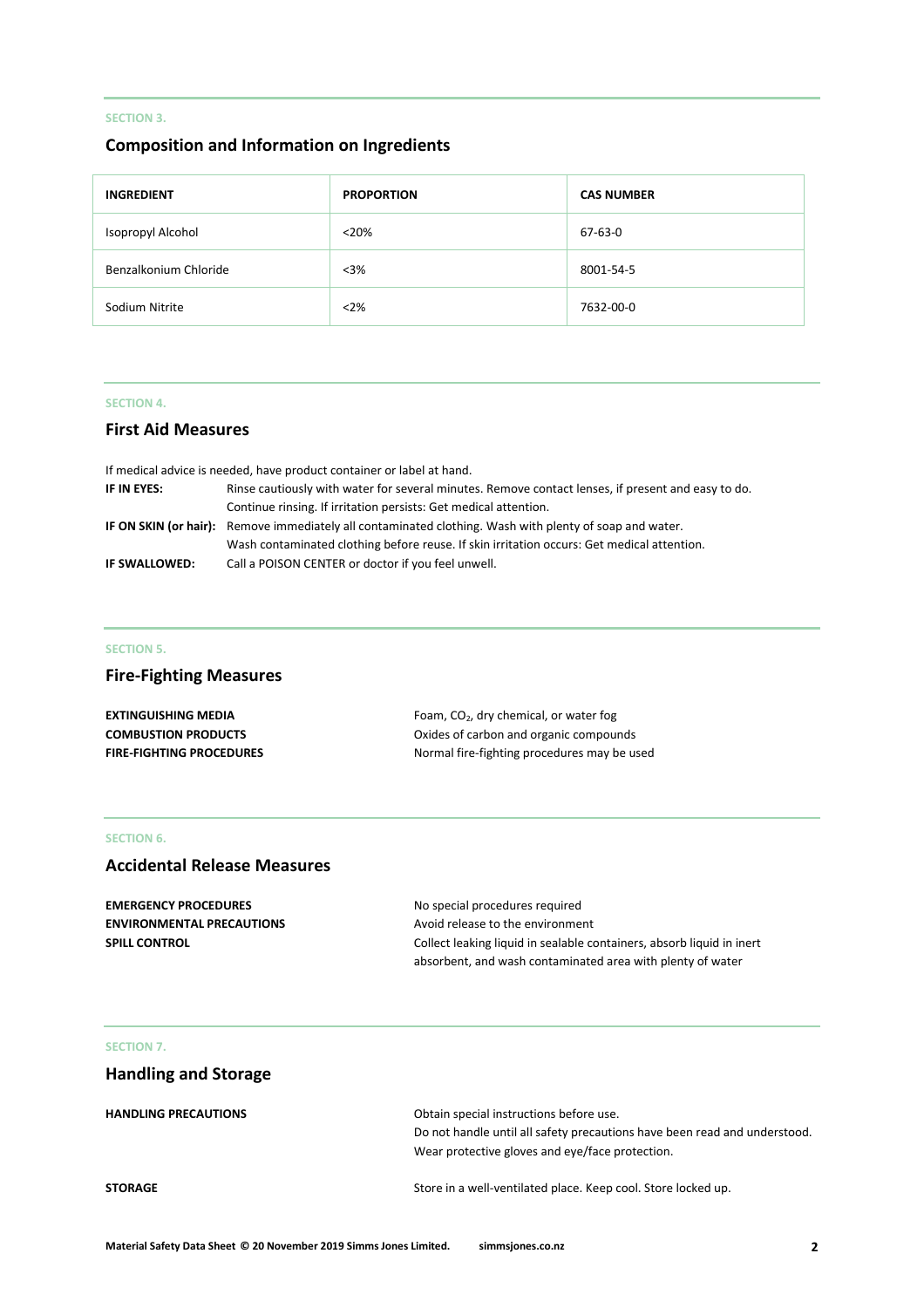SECTION 3.

## Composition and Information on Ingredients

| INGREDIENT | PROPORTION | CAS NUMBER |
|---|---|---|
| Isopropyl Alcohol | <20% | 67-63-0 |
| Benzalkonium Chloride | <3% | 8001-54-5 |
| Sodium Nitrite | <2% | 7632-00-0 |

SECTION 4.

## First Aid Measures

If medical advice is needed, have product container or label at hand.

**IF IN EYES:** Rinse cautiously with water for several minutes. Remove contact lenses, if present and easy to do. Continue rinsing. If irritation persists: Get medical attention.

**IF ON SKIN (or hair):** Remove immediately all contaminated clothing. Wash with plenty of soap and water. Wash contaminated clothing before reuse. If skin irritation occurs: Get medical attention.

**IF SWALLOWED:** Call a POISON CENTER or doctor if you feel unwell.

SECTION 5.

## Fire-Fighting Measures

**EXTINGUISHING MEDIA** Foam, $CO_2$, dry chemical, or water fog

**COMBUSTION PRODUCTS** Oxides of carbon and organic compounds

**FIRE-FIGHTING PROCEDURES** Normal fire-fighting procedures may be used

SECTION 6.

## Accidental Release Measures

**EMERGENCY PROCEDURES** No special procedures required

**ENVIRONMENTAL PRECAUTIONS** Avoid release to the environment

**SPILL CONTROL** Collect leaking liquid in sealable containers, absorb liquid in inert absorbent, and wash contaminated area with plenty of water

SECTION 7.

## Handling and Storage

**HANDLING PRECAUTIONS** Obtain special instructions before use.
Do not handle until all safety precautions have been read and understood.
Wear protective gloves and eye/face protection.

**STORAGE** Store in a well-ventilated place. Keep cool. Store locked up.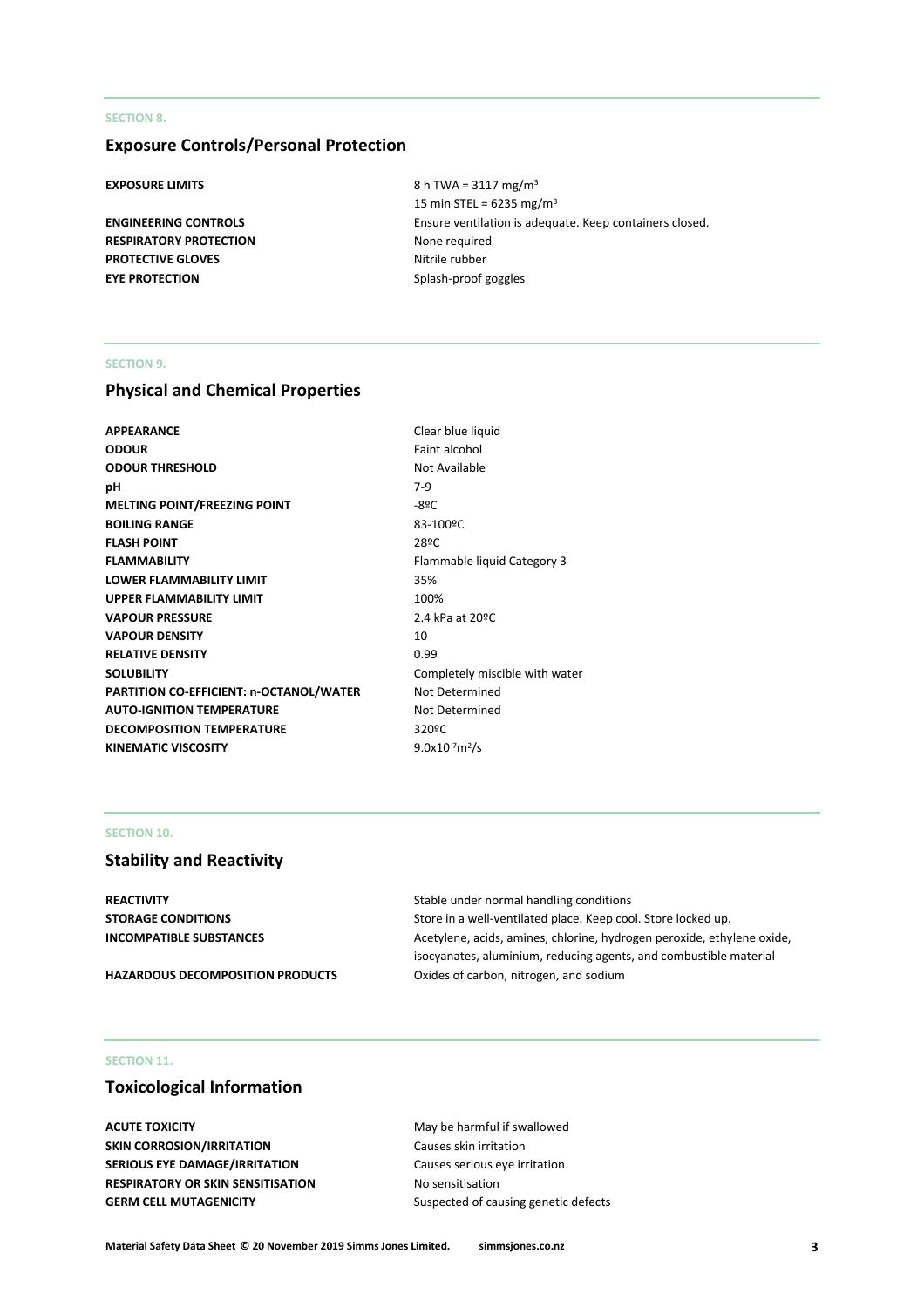SECTION 8.

## Exposure Controls/Personal Protection

| | |
|---|---|
| **EXPOSURE LIMITS** | 8 h TWA = 3117 mg/m$^3$<br>15 min STEL = 6235 mg/m$^3$ |
| **ENGINEERING CONTROLS** | Ensure ventilation is adequate. Keep containers closed. |
| **RESPIRATORY PROTECTION** | None required |
| **PROTECTIVE GLOVES** | Nitrile rubber |
| **EYE PROTECTION** | Splash-proof goggles |

SECTION 9.

## Physical and Chemical Properties

| | |
|---|---|
| **APPEARANCE** | Clear blue liquid |
| **ODOUR** | Faint alcohol |
| **ODOUR THRESHOLD** | Not Available |
| **pH** | 7-9 |
| **MELTING POINT/FREEZING POINT** | -8ºC |
| **BOILING RANGE** | 83-100ºC |
| **FLASH POINT** | 28ºC |
| **FLAMMABILITY** | Flammable liquid Category 3 |
| **LOWER FLAMMABILITY LIMIT** | 35% |
| **UPPER FLAMMABILITY LIMIT** | 100% |
| **VAPOUR PRESSURE** | 2.4 kPa at 20ºC |
| **VAPOUR DENSITY** | 10 |
| **RELATIVE DENSITY** | 0.99 |
| **SOLUBILITY** | Completely miscible with water |
| **PARTITION CO-EFFICIENT: n-OCTANOL/WATER** | Not Determined |
| **AUTO-IGNITION TEMPERATURE** | Not Determined |
| **DECOMPOSITION TEMPERATURE** | 320ºC |
| **KINEMATIC VISCOSITY** | $9.0 \times 10^{-7}$m$^2$/s |

SECTION 10.

## Stability and Reactivity

| | |
|---|---|
| **REACTIVITY** | Stable under normal handling conditions |
| **STORAGE CONDITIONS** | Store in a well-ventilated place. Keep cool. Store locked up. |
| **INCOMPATIBLE SUBSTANCES** | Acetylene, acids, amines, chlorine, hydrogen peroxide, ethylene oxide, isocyanates, aluminium, reducing agents, and combustible material |
| **HAZARDOUS DECOMPOSITION PRODUCTS** | Oxides of carbon, nitrogen, and sodium |

SECTION 11.

## Toxicological Information

| | |
|---|---|
| **ACUTE TOXICITY** | May be harmful if swallowed |
| **SKIN CORROSION/IRRITATION** | Causes skin irritation |
| **SERIOUS EYE DAMAGE/IRRITATION** | Causes serious eye irritation |
| **RESPIRATORY OR SKIN SENSITISATION** | No sensitisation |
| **GERM CELL MUTAGENICITY** | Suspected of causing genetic defects |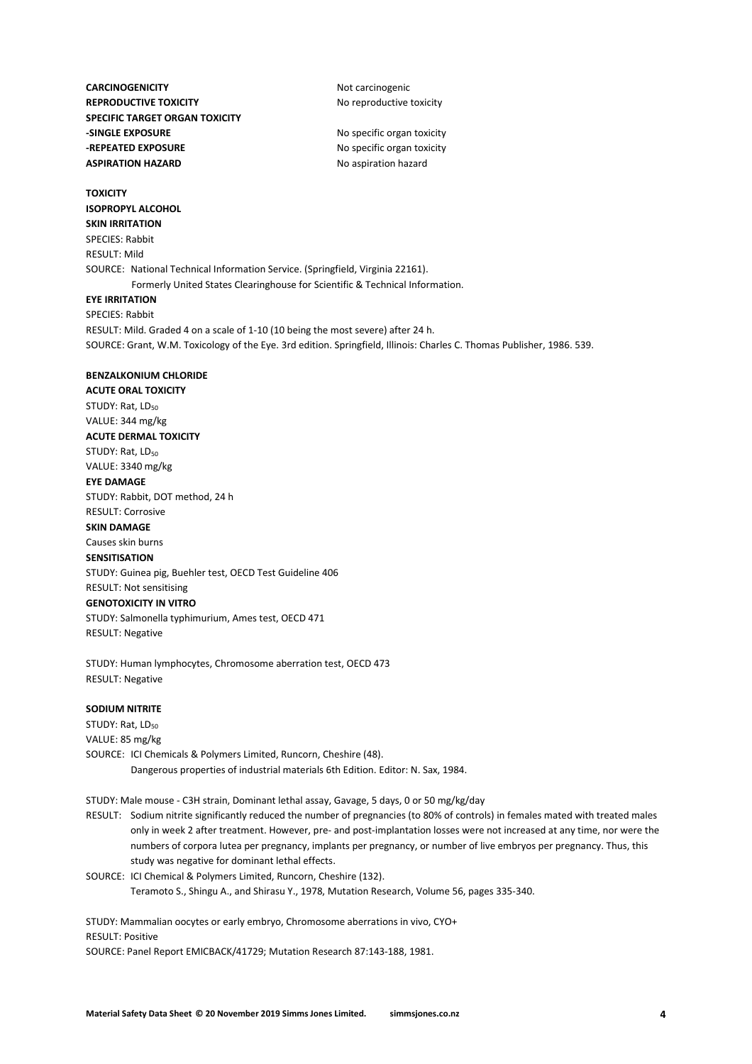**CARCINOGENICITY** Not carcinogenic
**REPRODUCTIVE TOXICITY** No reproductive toxicity
**SPECIFIC TARGET ORGAN TOXICITY**
**-SINGLE EXPOSURE** No specific organ toxicity
**-REPEATED EXPOSURE** No specific organ toxicity
**ASPIRATION HAZARD** No aspiration hazard

**TOXICITY**

**ISOPROPYL ALCOHOL**

**SKIN IRRITATION**

SPECIES: Rabbit
RESULT: Mild
SOURCE: National Technical Information Service. (Springfield, Virginia 22161).
Formerly United States Clearinghouse for Scientific & Technical Information.

**EYE IRRITATION**

SPECIES: Rabbit
RESULT: Mild. Graded 4 on a scale of 1-10 (10 being the most severe) after 24 h.
SOURCE: Grant, W.M. Toxicology of the Eye. 3rd edition. Springfield, Illinois: Charles C. Thomas Publisher, 1986. 539.

**BENZALKONIUM CHLORIDE**

**ACUTE ORAL TOXICITY**

STUDY: Rat, $LD_{50}$
VALUE: 344 mg/kg

**ACUTE DERMAL TOXICITY**

STUDY: Rat, $LD_{50}$
VALUE: 3340 mg/kg

**EYE DAMAGE**

STUDY: Rabbit, DOT method, 24 h
RESULT: Corrosive

**SKIN DAMAGE**

Causes skin burns

**SENSITISATION**

STUDY: Guinea pig, Buehler test, OECD Test Guideline 406
RESULT: Not sensitising

**GENOTOXICITY IN VITRO**

STUDY: Salmonella typhimurium, Ames test, OECD 471
RESULT: Negative

STUDY: Human lymphocytes, Chromosome aberration test, OECD 473
RESULT: Negative

**SODIUM NITRITE**

STUDY: Rat, $LD_{50}$
VALUE: 85 mg/kg
SOURCE: ICI Chemicals & Polymers Limited, Runcorn, Cheshire (48).
Dangerous properties of industrial materials 6th Edition. Editor: N. Sax, 1984.

STUDY: Male mouse - C3H strain, Dominant lethal assay, Gavage, 5 days, 0 or 50 mg/kg/day
RESULT: Sodium nitrite significantly reduced the number of pregnancies (to 80% of controls) in females mated with treated males only in week 2 after treatment. However, pre- and post-implantation losses were not increased at any time, nor were the numbers of corpora lutea per pregnancy, implants per pregnancy, or number of live embryos per pregnancy. Thus, this study was negative for dominant lethal effects.
SOURCE: ICI Chemical & Polymers Limited, Runcorn, Cheshire (132).
Teramoto S., Shingu A., and Shirasu Y., 1978, Mutation Research, Volume 56, pages 335-340.

STUDY: Mammalian oocytes or early embryo, Chromosome aberrations in vivo, CYO+
RESULT: Positive
SOURCE: Panel Report EMICBACK/41729; Mutation Research 87:143-188, 1981.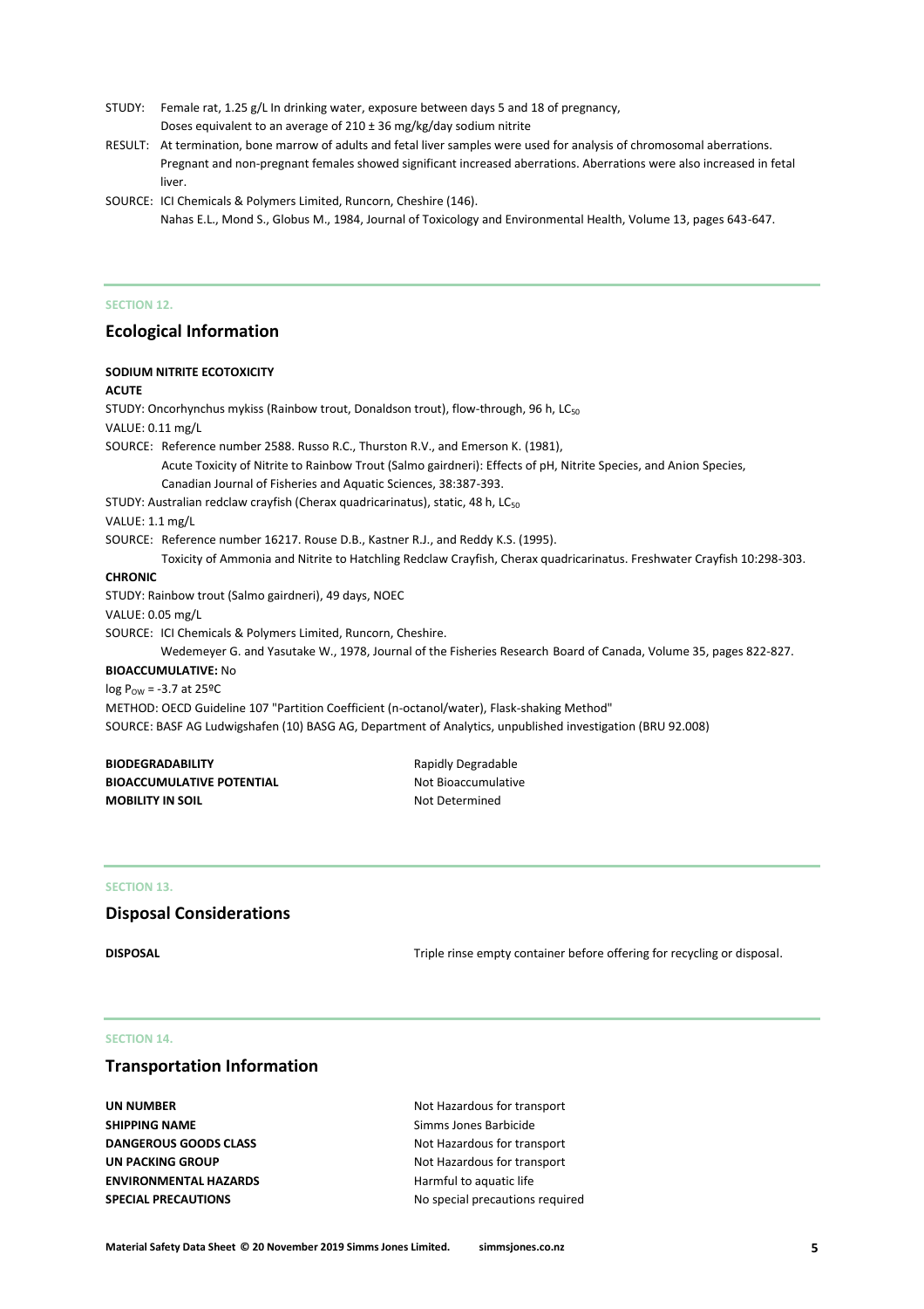STUDY: Female rat, 1.25 g/L In drinking water, exposure between days 5 and 18 of pregnancy, Doses equivalent to an average of 210 ± 36 mg/kg/day sodium nitrite

RESULT: At termination, bone marrow of adults and fetal liver samples were used for analysis of chromosomal aberrations. Pregnant and non-pregnant females showed significant increased aberrations. Aberrations were also increased in fetal liver.

SOURCE: ICI Chemicals & Polymers Limited, Runcorn, Cheshire (146). Nahas E.L., Mond S., Globus M., 1984, Journal of Toxicology and Environmental Health, Volume 13, pages 643-647.

SECTION 12.

## Ecological Information

**SODIUM NITRITE ECOTOXICITY**

**ACUTE**

STUDY: Oncorhynchus mykiss (Rainbow trout, Donaldson trout), flow-through, 96 h, $LC_{50}$

VALUE: 0.11 mg/L

SOURCE: Reference number 2588. Russo R.C., Thurston R.V., and Emerson K. (1981), Acute Toxicity of Nitrite to Rainbow Trout (Salmo gairdneri): Effects of pH, Nitrite Species, and Anion Species, Canadian Journal of Fisheries and Aquatic Sciences, 38:387-393.

STUDY: Australian redclaw crayfish (Cherax quadricarinatus), static, 48 h, $LC_{50}$

VALUE: 1.1 mg/L

SOURCE: Reference number 16217. Rouse D.B., Kastner R.J., and Reddy K.S. (1995). Toxicity of Ammonia and Nitrite to Hatchling Redclaw Crayfish, Cherax quadricarinatus. Freshwater Crayfish 10:298-303.

**CHRONIC**

STUDY: Rainbow trout (Salmo gairdneri), 49 days, NOEC

VALUE: 0.05 mg/L

SOURCE: ICI Chemicals & Polymers Limited, Runcorn, Cheshire. Wedemeyer G. and Yasutake W., 1978, Journal of the Fisheries Research Board of Canada, Volume 35, pages 822-827.

**BIOACCUMULATIVE:** No

$\log P_{OW}$ = -3.7 at 25ºC

METHOD: OECD Guideline 107 "Partition Coefficient (n-octanol/water), Flask-shaking Method"

SOURCE: BASF AG Ludwigshafen (10) BASG AG, Department of Analytics, unpublished investigation (BRU 92.008)

| | |
|---|---|
| **BIODEGRADABILITY** | Rapidly Degradable |
| **BIOACCUMULATIVE POTENTIAL** | Not Bioaccumulative |
| **MOBILITY IN SOIL** | Not Determined |

SECTION 13.

## Disposal Considerations

| | |
|---|---|
| **DISPOSAL** | Triple rinse empty container before offering for recycling or disposal. |

SECTION 14.

## Transportation Information

| | |
|---|---|
| **UN NUMBER** | Not Hazardous for transport |
| **SHIPPING NAME** | Simms Jones Barbicide |
| **DANGEROUS GOODS CLASS** | Not Hazardous for transport |
| **UN PACKING GROUP** | Not Hazardous for transport |
| **ENVIRONMENTAL HAZARDS** | Harmful to aquatic life |
| **SPECIAL PRECAUTIONS** | No special precautions required |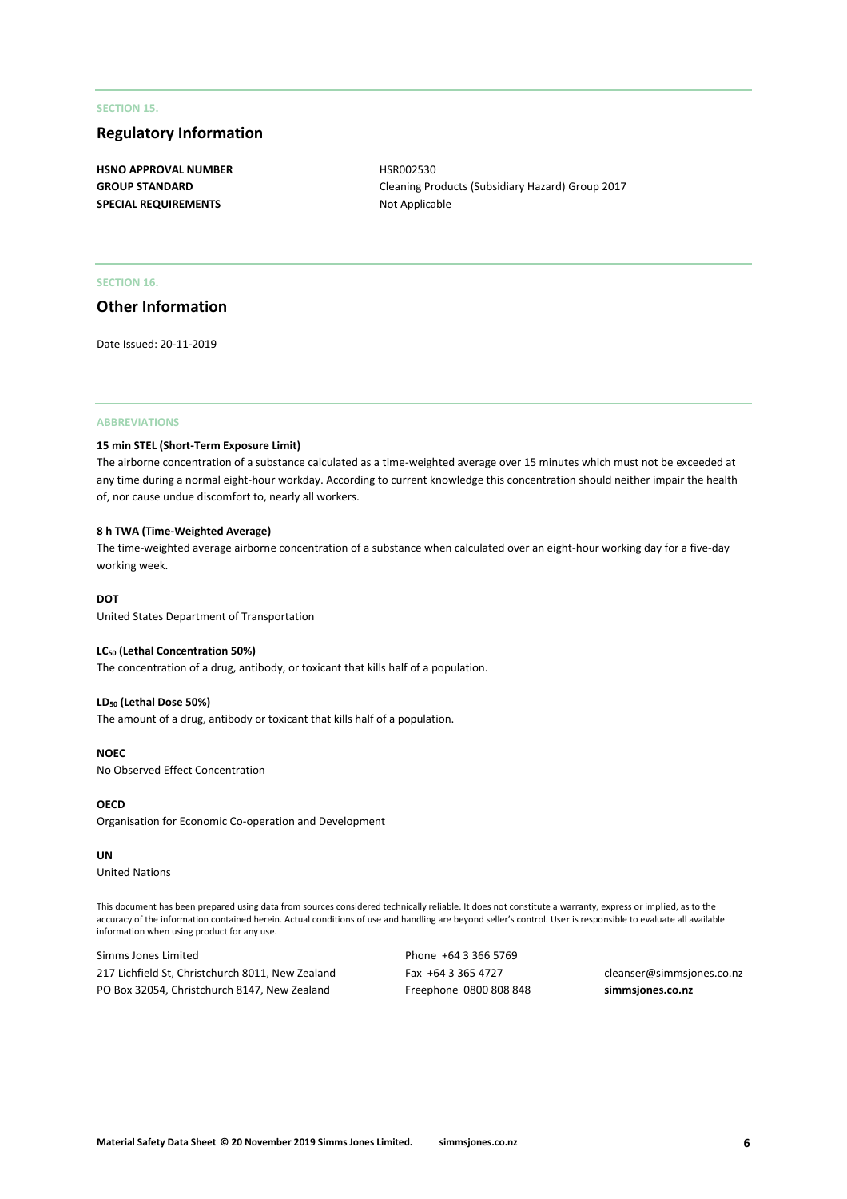SECTION 15.

## Regulatory Information

| | |
|---|---|
| **HSNO APPROVAL NUMBER** | HSR002530 |
| **GROUP STANDARD** | Cleaning Products (Subsidiary Hazard) Group 2017 |
| **SPECIAL REQUIREMENTS** | Not Applicable |

SECTION 16.

## Other Information

Date Issued: 20-11-2019

### ABBREVIATIONS

**15 min STEL (Short-Term Exposure Limit)**
The airborne concentration of a substance calculated as a time-weighted average over 15 minutes which must not be exceeded at any time during a normal eight-hour workday. According to current knowledge this concentration should neither impair the health of, nor cause undue discomfort to, nearly all workers.

**8 h TWA (Time-Weighted Average)**
The time-weighted average airborne concentration of a substance when calculated over an eight-hour working day for a five-day working week.

**DOT**
United States Department of Transportation

**$LC_{50}$ (Lethal Concentration 50%)**
The concentration of a drug, antibody, or toxicant that kills half of a population.

**$LD_{50}$ (Lethal Dose 50%)**
The amount of a drug, antibody or toxicant that kills half of a population.

**NOEC**
No Observed Effect Concentration

**OECD**
Organisation for Economic Co-operation and Development

**UN**
United Nations

This document has been prepared using data from sources considered technically reliable. It does not constitute a warranty, express or implied, as to the accuracy of the information contained herein. Actual conditions of use and handling are beyond seller's control. User is responsible to evaluate all available information when using product for any use.

Simms Jones Limited
217 Lichfield St, Christchurch 8011, New Zealand
PO Box 32054, Christchurch 8147, New Zealand

Phone +64 3 366 5769
Fax +64 3 365 4727
Freephone 0800 808 848

cleanser@simmsjones.co.nz
**simmsjones.co.nz**